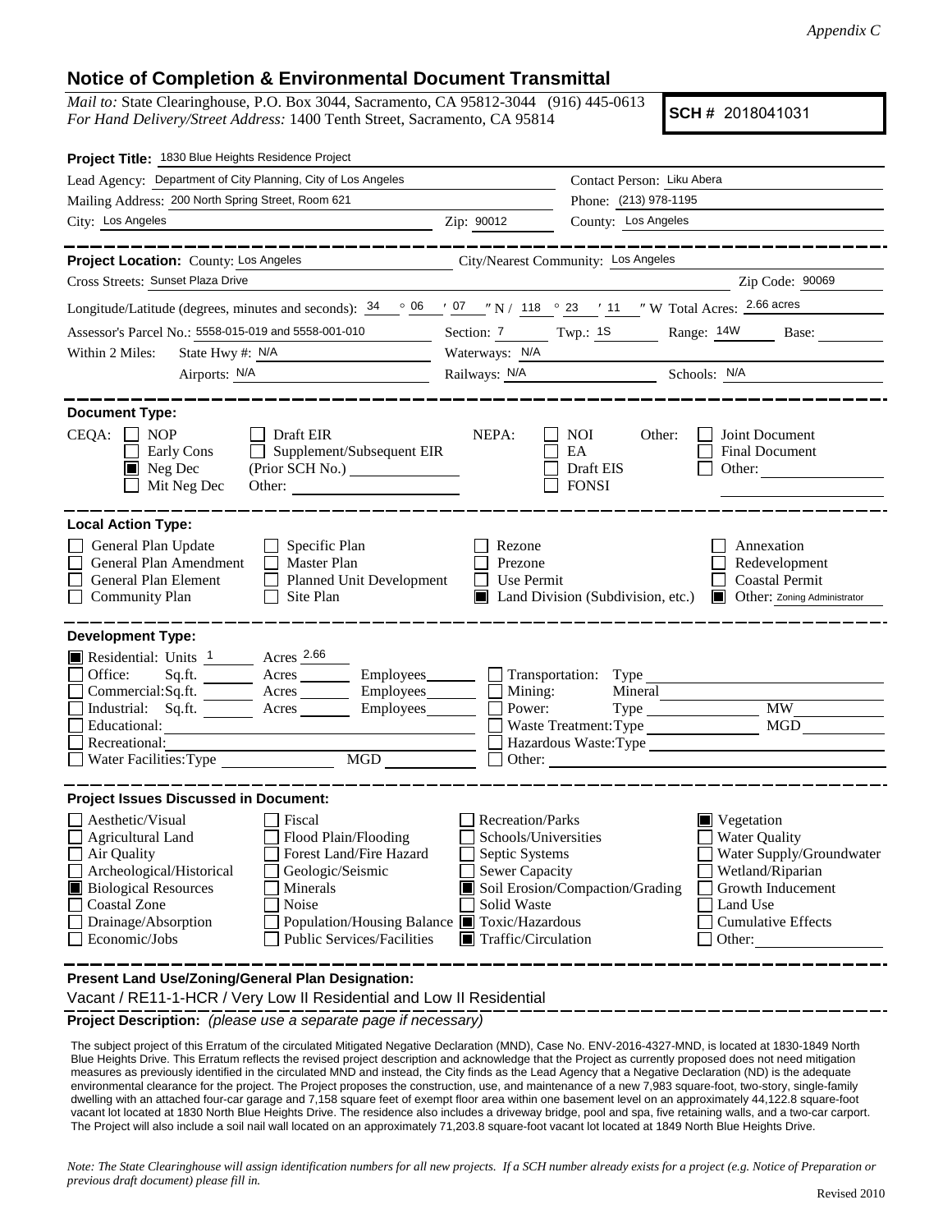*Appendix C*

# Notice of Completion & Environmental Document Transmittal

*Mail to:* State Clearinghouse, P.O. Box 3044, Sacramento, CA 95812-3044 (916) 445-0613
*For Hand Delivery/Street Address:* 1400 Tenth Street, Sacramento, CA 95814

**SCH #** 2018041031

**Project Title:** 1830 Blue Heights Residence Project

Lead Agency: Department of City Planning, City of Los Angeles
Contact Person: Liku Abera
Mailing Address: 200 North Spring Street, Room 621
Phone: (213) 978-1195
City: Los Angeles
Zip: 90012
County: Los Angeles

**Project Location:** County: Los Angeles
City/Nearest Community: Los Angeles
Cross Streets: Sunset Plaza Drive
Zip Code: 90069

Longitude/Latitude (degrees, minutes and seconds): 34 ° 06 ′ 07 ″ N / 118 ° 23 ′ 11 ″ W Total Acres: 2.66 acres

Assessor's Parcel No.: 5558-015-019 and 5558-001-010
Section: 7 Twp.: 1S Range: 14W Base:

Within 2 Miles: State Hwy #: N/A
Waterways: N/A
Airports: N/A
Railways: N/A
Schools: N/A

**Document Type:**

CEQA:
- ☐ NOP
- ☐ Early Cons
- ☒ Neg Dec
- ☐ Mit Neg Dec
- ☐ Draft EIR
- ☐ Supplement/Subsequent EIR (Prior SCH No.)
- Other:

NEPA:
- ☐ NOI
- ☐ EA
- ☐ Draft EIS
- ☐ FONSI

Other:
- ☐ Joint Document
- ☐ Final Document
- ☐ Other:

**Local Action Type:**

- ☐ General Plan Update
- ☐ General Plan Amendment
- ☐ General Plan Element
- ☐ Community Plan
- ☐ Specific Plan
- ☐ Master Plan
- ☐ Planned Unit Development
- ☐ Site Plan
- ☐ Rezone
- ☐ Prezone
- ☐ Use Permit
- ☒ Land Division (Subdivision, etc.)
- ☐ Annexation
- ☐ Redevelopment
- ☐ Coastal Permit
- ☒ Other: Zoning Administrator

**Development Type:**

- ☒ Residential: Units 1 Acres 2.66
- ☐ Office: Sq.ft. Acres Employees
- ☐ Commercial: Sq.ft. Acres Employees
- ☐ Industrial: Sq.ft. Acres Employees
- ☐ Educational:
- ☐ Recreational:
- ☐ Water Facilities: Type MGD
- ☐ Transportation: Type
- ☐ Mining: Mineral
- ☐ Power: Type MW
- ☐ Waste Treatment: Type MGD
- ☐ Hazardous Waste: Type
- ☐ Other:

**Project Issues Discussed in Document:**

- ☐ Aesthetic/Visual
- ☐ Agricultural Land
- ☐ Air Quality
- ☐ Archeological/Historical
- ☒ Biological Resources
- ☐ Coastal Zone
- ☐ Drainage/Absorption
- ☐ Economic/Jobs
- ☐ Fiscal
- ☐ Flood Plain/Flooding
- ☐ Forest Land/Fire Hazard
- ☐ Geologic/Seismic
- ☐ Minerals
- ☐ Noise
- ☐ Population/Housing Balance
- ☐ Public Services/Facilities
- ☐ Recreation/Parks
- ☐ Schools/Universities
- ☐ Septic Systems
- ☐ Sewer Capacity
- ☒ Soil Erosion/Compaction/Grading
- ☐ Solid Waste
- ☒ Toxic/Hazardous
- ☒ Traffic/Circulation
- ☒ Vegetation
- ☐ Water Quality
- ☐ Water Supply/Groundwater
- ☐ Wetland/Riparian
- ☐ Growth Inducement
- ☐ Land Use
- ☐ Cumulative Effects
- ☐ Other:

**Present Land Use/Zoning/General Plan Designation:**

Vacant / RE11-1-HCR / Very Low II Residential and Low II Residential

**Project Description:** *(please use a separate page if necessary)*

The subject project of this Erratum of the circulated Mitigated Negative Declaration (MND), Case No. ENV-2016-4327-MND, is located at 1830-1849 North Blue Heights Drive. This Erratum reflects the revised project description and acknowledge that the Project as currently proposed does not need mitigation measures as previously identified in the circulated MND and instead, the City finds as the Lead Agency that a Negative Declaration (ND) is the adequate environmental clearance for the project. The Project proposes the construction, use, and maintenance of a new 7,983 square-foot, two-story, single-family dwelling with an attached four-car garage and 7,158 square feet of exempt floor area within one basement level on an approximately 44,122.8 square-foot vacant lot located at 1830 North Blue Heights Drive. The residence also includes a driveway bridge, pool and spa, five retaining walls, and a two-car carport. The Project will also include a soil nail wall located on an approximately 71,203.8 square-foot vacant lot located at 1849 North Blue Heights Drive.

*Note: The State Clearinghouse will assign identification numbers for all new projects. If a SCH number already exists for a project (e.g. Notice of Preparation or previous draft document) please fill in.*

Revised 2010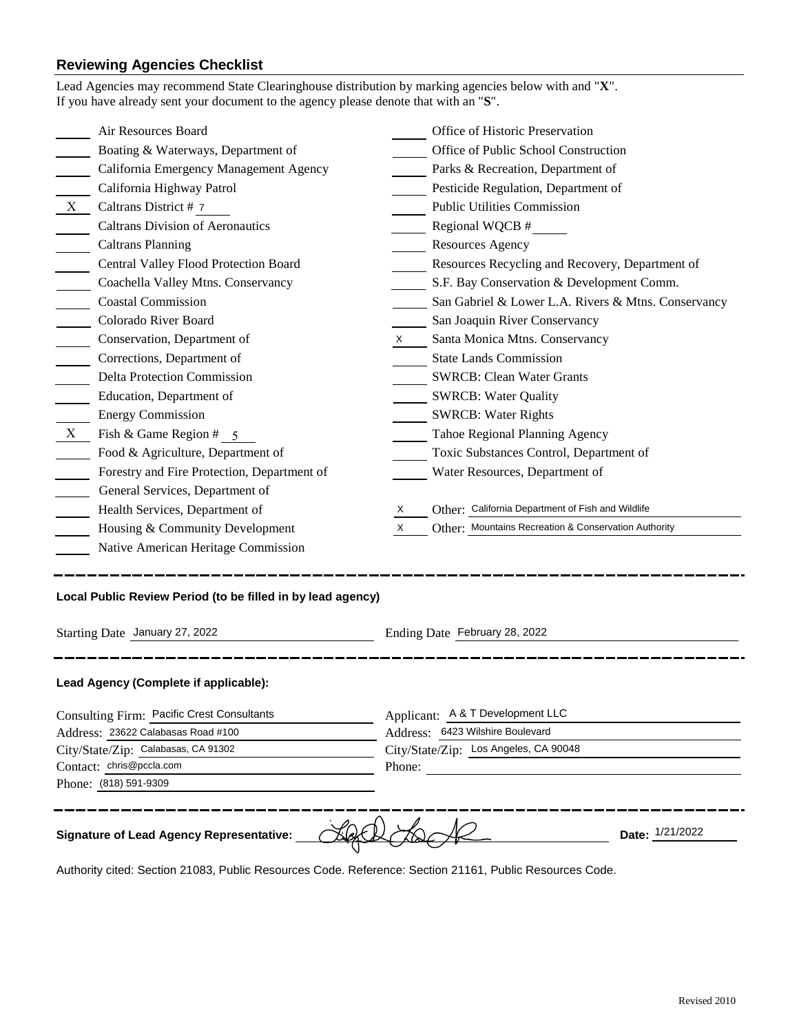## Reviewing Agencies Checklist

Lead Agencies may recommend State Clearinghouse distribution by marking agencies below with and "**X**".
If you have already sent your document to the agency please denote that with an "**S**".

| | | | |
|---|---|---|---|
| | Air Resources Board | | Office of Historic Preservation |
| | Boating & Waterways, Department of | | Office of Public School Construction |
| | California Emergency Management Agency | | Parks & Recreation, Department of |
| | California Highway Patrol | | Pesticide Regulation, Department of |
| X | Caltrans District # 7 | | Public Utilities Commission |
| | Caltrans Division of Aeronautics | | Regional WQCB # |
| | Caltrans Planning | | Resources Agency |
| | Central Valley Flood Protection Board | | Resources Recycling and Recovery, Department of |
| | Coachella Valley Mtns. Conservancy | | S.F. Bay Conservation & Development Comm. |
| | Coastal Commission | | San Gabriel & Lower L.A. Rivers & Mtns. Conservancy |
| | Colorado River Board | | San Joaquin River Conservancy |
| | Conservation, Department of | X | Santa Monica Mtns. Conservancy |
| | Corrections, Department of | | State Lands Commission |
| | Delta Protection Commission | | SWRCB: Clean Water Grants |
| | Education, Department of | | SWRCB: Water Quality |
| | Energy Commission | | SWRCB: Water Rights |
| X | Fish & Game Region # 5 | | Tahoe Regional Planning Agency |
| | Food & Agriculture, Department of | | Toxic Substances Control, Department of |
| | Forestry and Fire Protection, Department of | | Water Resources, Department of |
| | General Services, Department of | | |
| | Health Services, Department of | X | Other: California Department of Fish and Wildlife |
| | Housing & Community Development | X | Other: Mountains Recreation & Conservation Authority |
| | Native American Heritage Commission | | |

---

**Local Public Review Period (to be filled in by lead agency)**

Starting Date January 27, 2022 Ending Date February 28, 2022

---

**Lead Agency (Complete if applicable):**

Consulting Firm: Pacific Crest Consultants
Address: 23622 Calabasas Road #100
City/State/Zip: Calabasas, CA 91302
Contact: chris@pccla.com
Phone: (818) 591-9309

Applicant: A & T Development LLC
Address: 6423 Wilshire Boulevard
City/State/Zip: Los Angeles, CA 90048
Phone:

---

**Signature of Lead Agency Representative:** [signature] **Date:** 1/21/2022

Authority cited: Section 21083, Public Resources Code. Reference: Section 21161, Public Resources Code.

Revised 2010